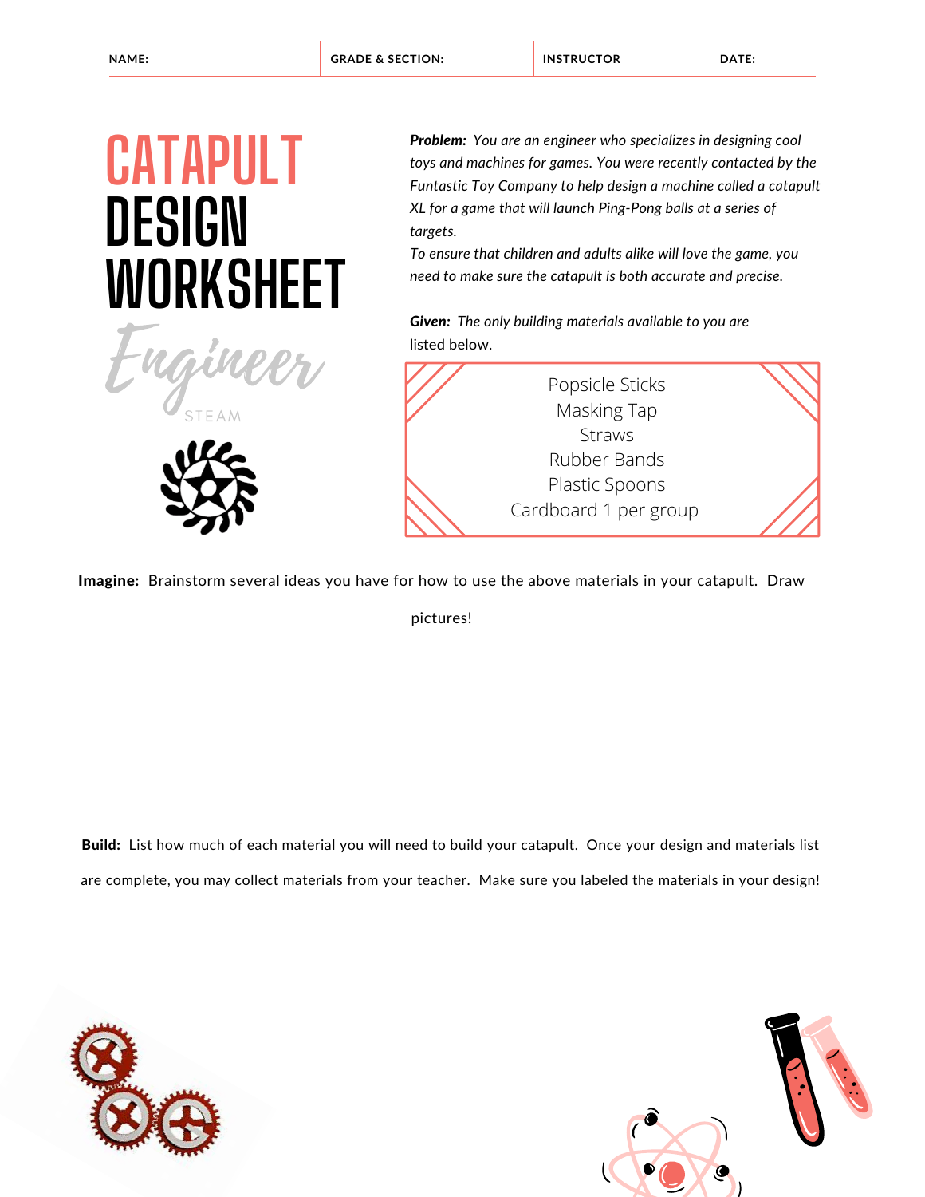| NAME: | GRADE & SECTION: | INSTRUCTOR | DATE: |
| --- | --- | --- | --- |

# CATAPULT DESIGN WORKSHEET

Engineer

STEAM

***Problem:*** *You are an engineer who specializes in designing cool toys and machines for games. You were recently contacted by the Funtastic Toy Company to help design a machine called a catapult XL for a game that will launch Ping-Pong balls at a series of targets.*

*To ensure that children and adults alike will love the game, you need to make sure the catapult is both accurate and precise.*

***Given:*** *The only building materials available to you are* listed below.

Popsicle Sticks
Masking Tap
Straws
Rubber Bands
Plastic Spoons
Cardboard 1 per group

**Imagine:** Brainstorm several ideas you have for how to use the above materials in your catapult. Draw pictures!

**Build:** List how much of each material you will need to build your catapult. Once your design and materials list are complete, you may collect materials from your teacher. Make sure you labeled the materials in your design!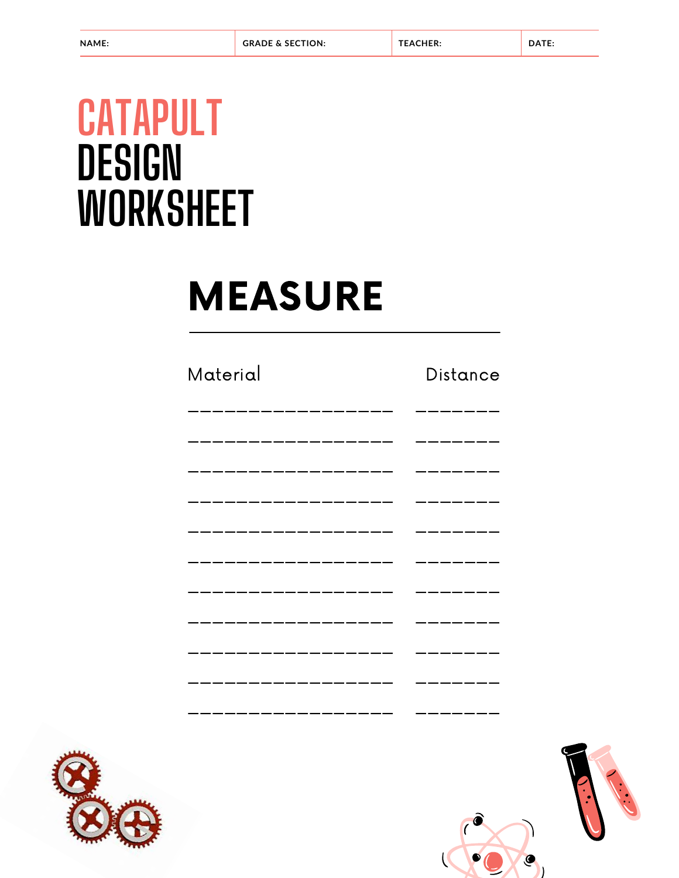| NAME: | GRADE & SECTION: | TEACHER: | DATE: |
| --- | --- | --- | --- |

# CATAPULT DESIGN WORKSHEET

## MEASURE

| Material | Distance |
| --- | --- |
| _________________ | _______ |
| _________________ | _______ |
| _________________ | _______ |
| _________________ | _______ |
| _________________ | _______ |
| _________________ | _______ |
| _________________ | _______ |
| _________________ | _______ |
| _________________ | _______ |
| _________________ | _______ |
| _________________ | _______ |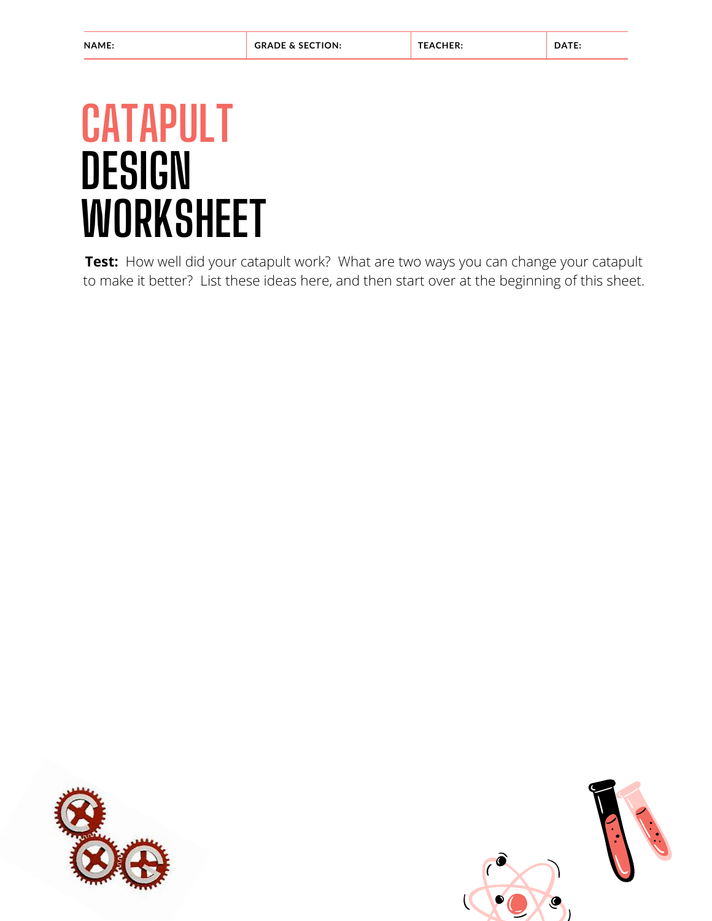| NAME: | GRADE & SECTION: | TEACHER: | DATE: |
| --- | --- | --- | --- |

# CATAPULT DESIGN WORKSHEET

**Test:** How well did your catapult work? What are two ways you can change your catapult to make it better? List these ideas here, and then start over at the beginning of this sheet.